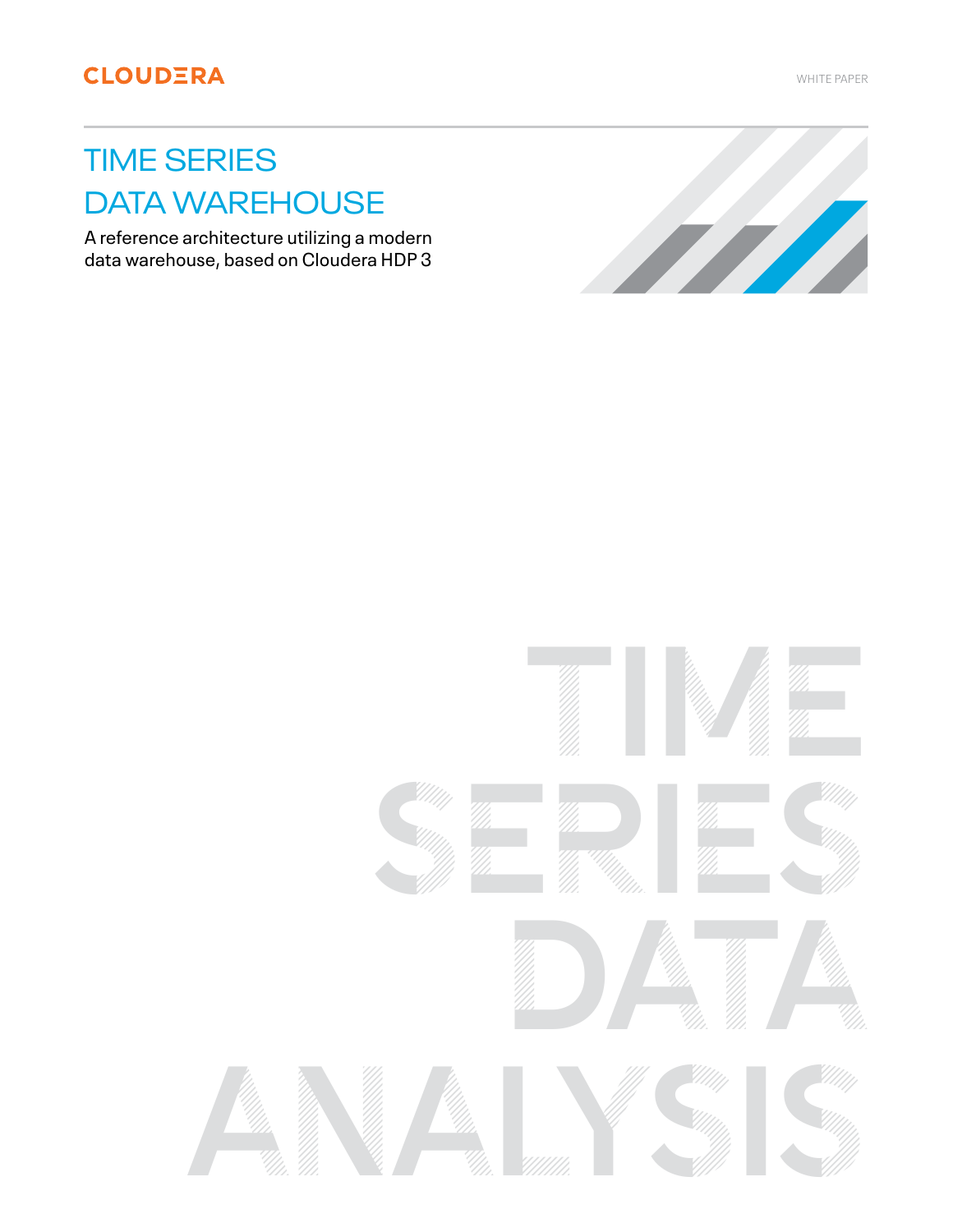CLOUDERA

WHITE PAPER

# TIME SERIES DATA WAREHOUSE

A reference architecture utilizing a modern data warehouse, based on Cloudera HDP 3

TIME SERIES DATA ANALYSIS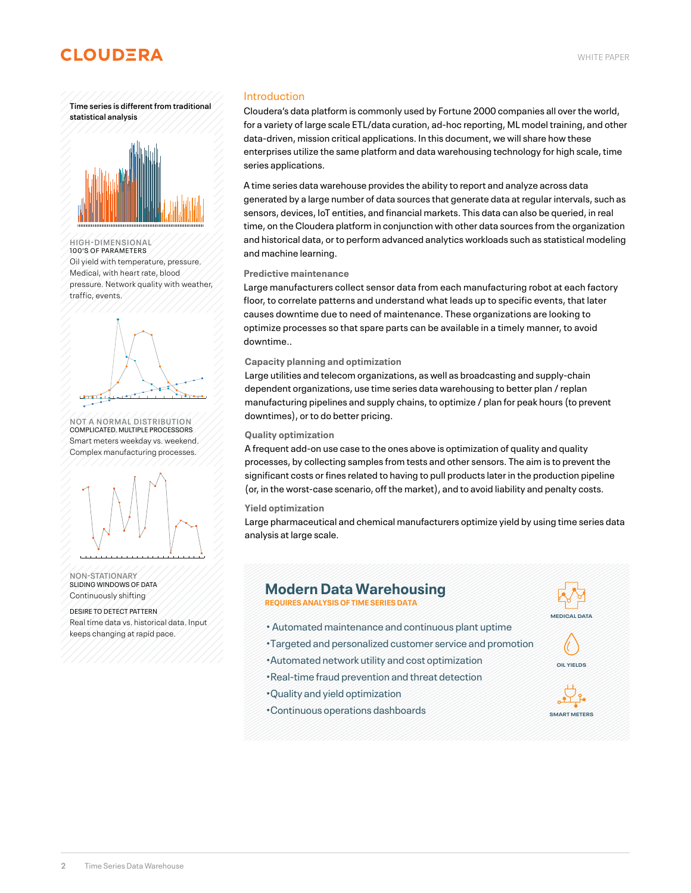Time series is different from traditional statistical analysis

HIGH-DIMENSIONAL
100'S OF PARAMETERS
Oil yield with temperature, pressure. Medical, with heart rate, blood pressure. Network quality with weather, traffic, events.

NOT A NORMAL DISTRIBUTION
COMPLICATED. MULTIPLE PROCESSORS
Smart meters weekday vs. weekend. Complex manufacturing processes.

NON-STATIONARY
SLIDING WINDOWS OF DATA
Continuously shifting

DESIRE TO DETECT PATTERN
Real time data vs. historical data. Input keeps changing at rapid pace.

## Introduction

Cloudera's data platform is commonly used by Fortune 2000 companies all over the world, for a variety of large scale ETL/data curation, ad-hoc reporting, ML model training, and other data-driven, mission critical applications. In this document, we will share how these enterprises utilize the same platform and data warehousing technology for high scale, time series applications.

A time series data warehouse provides the ability to report and analyze across data generated by a large number of data sources that generate data at regular intervals, such as sensors, devices, IoT entities, and financial markets. This data can also be queried, in real time, on the Cloudera platform in conjunction with other data sources from the organization and historical data, or to perform advanced analytics workloads such as statistical modeling and machine learning.

### Predictive maintenance

Large manufacturers collect sensor data from each manufacturing robot at each factory floor, to correlate patterns and understand what leads up to specific events, that later causes downtime due to need of maintenance. These organizations are looking to optimize processes so that spare parts can be available in a timely manner, to avoid downtime..

### Capacity planning and optimization

Large utilities and telecom organizations, as well as broadcasting and supply-chain dependent organizations, use time series data warehousing to better plan / replan manufacturing pipelines and supply chains, to optimize / plan for peak hours (to prevent downtimes), or to do better pricing.

### Quality optimization

A frequent add-on use case to the ones above is optimization of quality and quality processes, by collecting samples from tests and other sensors. The aim is to prevent the significant costs or fines related to having to pull products later in the production pipeline (or, in the worst-case scenario, off the market), and to avoid liability and penalty costs.

### Yield optimization

Large pharmaceutical and chemical manufacturers optimize yield by using time series data analysis at large scale.

## Modern Data Warehousing

**REQUIRES ANALYSIS OF TIME SERIES DATA**

- Automated maintenance and continuous plant uptime
- Targeted and personalized customer service and promotion
- Automated network utility and cost optimization
- Real-time fraud prevention and threat detection
- Quality and yield optimization
- Continuous operations dashboards

MEDICAL DATA

OIL YIELDS

SMART METERS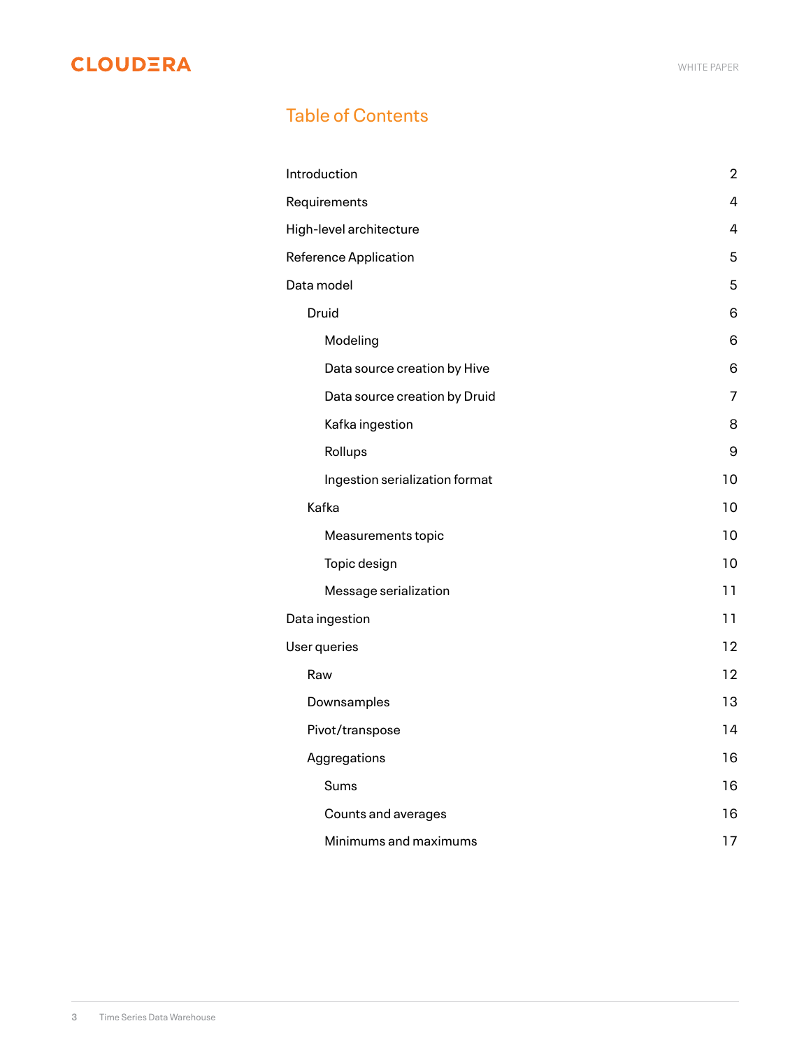# Table of Contents

| | |
|---|---|
| Introduction | 2 |
| Requirements | 4 |
| High-level architecture | 4 |
| Reference Application | 5 |
| Data model | 5 |
| &nbsp;&nbsp;Druid | 6 |
| &nbsp;&nbsp;&nbsp;&nbsp;Modeling | 6 |
| &nbsp;&nbsp;&nbsp;&nbsp;Data source creation by Hive | 6 |
| &nbsp;&nbsp;&nbsp;&nbsp;Data source creation by Druid | 7 |
| &nbsp;&nbsp;&nbsp;&nbsp;Kafka ingestion | 8 |
| &nbsp;&nbsp;&nbsp;&nbsp;Rollups | 9 |
| &nbsp;&nbsp;&nbsp;&nbsp;Ingestion serialization format | 10 |
| &nbsp;&nbsp;Kafka | 10 |
| &nbsp;&nbsp;&nbsp;&nbsp;Measurements topic | 10 |
| &nbsp;&nbsp;&nbsp;&nbsp;Topic design | 10 |
| &nbsp;&nbsp;&nbsp;&nbsp;Message serialization | 11 |
| Data ingestion | 11 |
| User queries | 12 |
| &nbsp;&nbsp;Raw | 12 |
| &nbsp;&nbsp;Downsamples | 13 |
| &nbsp;&nbsp;Pivot/transpose | 14 |
| &nbsp;&nbsp;Aggregations | 16 |
| &nbsp;&nbsp;&nbsp;&nbsp;Sums | 16 |
| &nbsp;&nbsp;&nbsp;&nbsp;Counts and averages | 16 |
| &nbsp;&nbsp;&nbsp;&nbsp;Minimums and maximums | 17 |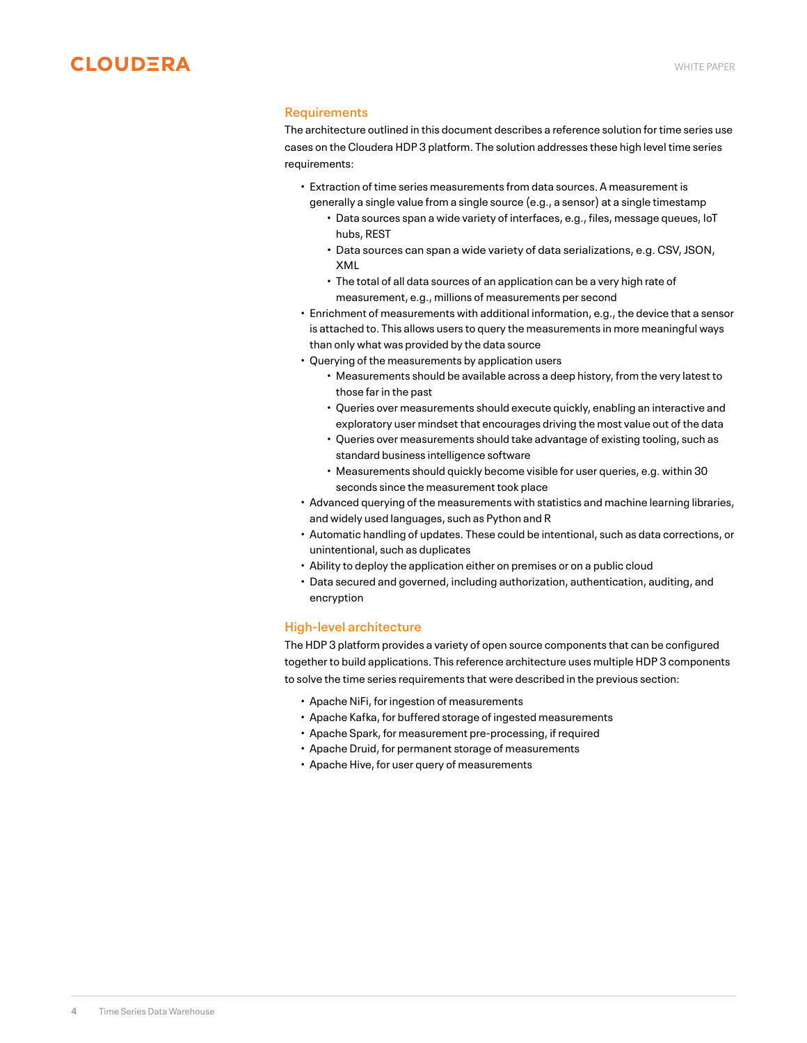## Requirements

The architecture outlined in this document describes a reference solution for time series use cases on the Cloudera HDP 3 platform. The solution addresses these high level time series requirements:

- Extraction of time series measurements from data sources. A measurement is generally a single value from a single source (e.g., a sensor) at a single timestamp
  - Data sources span a wide variety of interfaces, e.g., files, message queues, IoT hubs, REST
  - Data sources can span a wide variety of data serializations, e.g. CSV, JSON, XML
  - The total of all data sources of an application can be a very high rate of measurement, e.g., millions of measurements per second
- Enrichment of measurements with additional information, e.g., the device that a sensor is attached to. This allows users to query the measurements in more meaningful ways than only what was provided by the data source
- Querying of the measurements by application users
  - Measurements should be available across a deep history, from the very latest to those far in the past
  - Queries over measurements should execute quickly, enabling an interactive and exploratory user mindset that encourages driving the most value out of the data
  - Queries over measurements should take advantage of existing tooling, such as standard business intelligence software
  - Measurements should quickly become visible for user queries, e.g. within 30 seconds since the measurement took place
- Advanced querying of the measurements with statistics and machine learning libraries, and widely used languages, such as Python and R
- Automatic handling of updates. These could be intentional, such as data corrections, or unintentional, such as duplicates
- Ability to deploy the application either on premises or on a public cloud
- Data secured and governed, including authorization, authentication, auditing, and encryption

## High-level architecture

The HDP 3 platform provides a variety of open source components that can be configured together to build applications. This reference architecture uses multiple HDP 3 components to solve the time series requirements that were described in the previous section:

- Apache NiFi, for ingestion of measurements
- Apache Kafka, for buffered storage of ingested measurements
- Apache Spark, for measurement pre-processing, if required
- Apache Druid, for permanent storage of measurements
- Apache Hive, for user query of measurements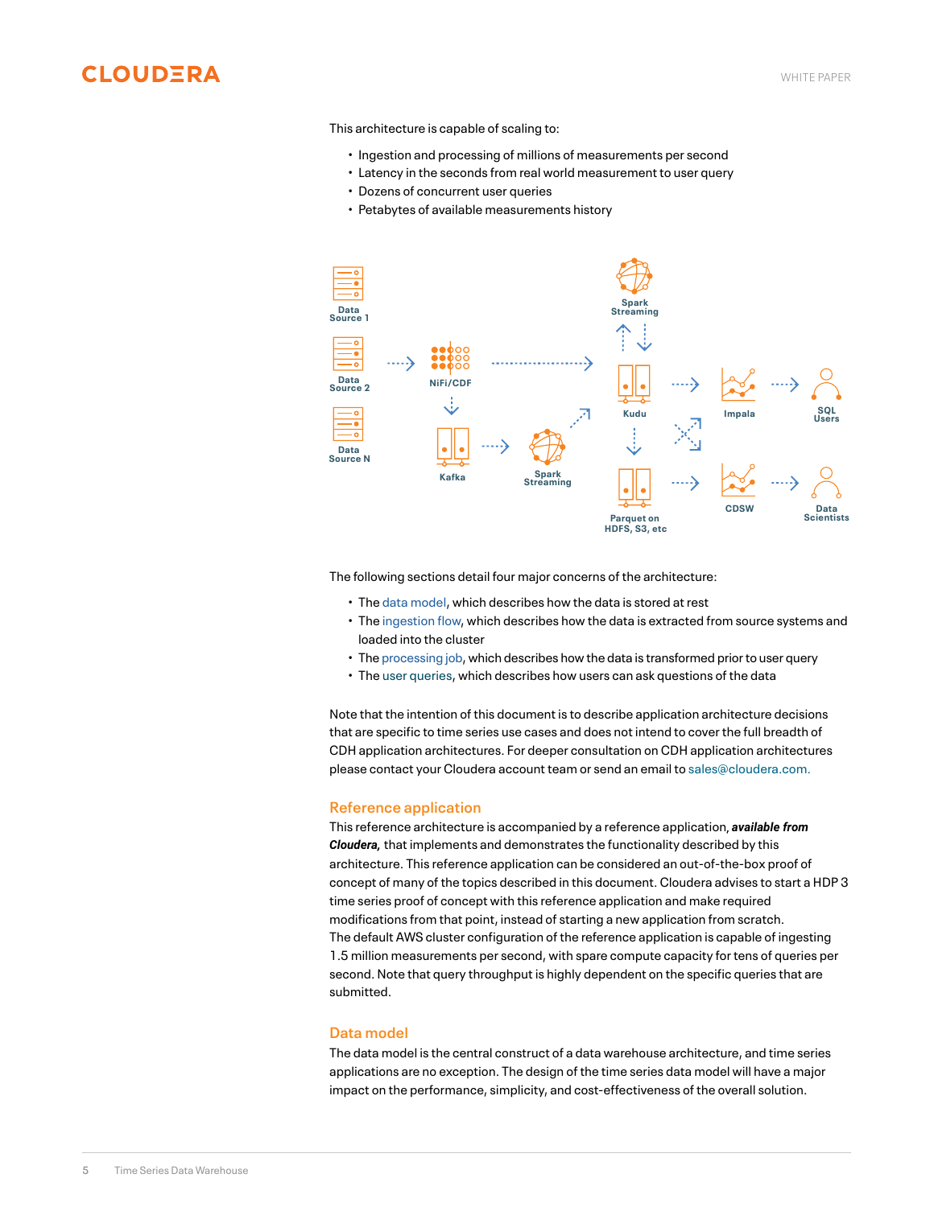This architecture is capable of scaling to:

- Ingestion and processing of millions of measurements per second
- Latency in the seconds from real world measurement to user query
- Dozens of concurrent user queries
- Petabytes of available measurements history

The following sections detail four major concerns of the architecture:

- The data model, which describes how the data is stored at rest
- The ingestion flow, which describes how the data is extracted from source systems and loaded into the cluster
- The processing job, which describes how the data is transformed prior to user query
- The user queries, which describes how users can ask questions of the data

Note that the intention of this document is to describe application architecture decisions that are specific to time series use cases and does not intend to cover the full breadth of CDH application architectures. For deeper consultation on CDH application architectures please contact your Cloudera account team or send an email to sales@cloudera.com.

## Reference application

This reference architecture is accompanied by a reference application, ***available from Cloudera,*** that implements and demonstrates the functionality described by this architecture. This reference application can be considered an out-of-the-box proof of concept of many of the topics described in this document. Cloudera advises to start a HDP 3 time series proof of concept with this reference application and make required modifications from that point, instead of starting a new application from scratch.
The default AWS cluster configuration of the reference application is capable of ingesting 1.5 million measurements per second, with spare compute capacity for tens of queries per second. Note that query throughput is highly dependent on the specific queries that are submitted.

## Data model

The data model is the central construct of a data warehouse architecture, and time series applications are no exception. The design of the time series data model will have a major impact on the performance, simplicity, and cost-effectiveness of the overall solution.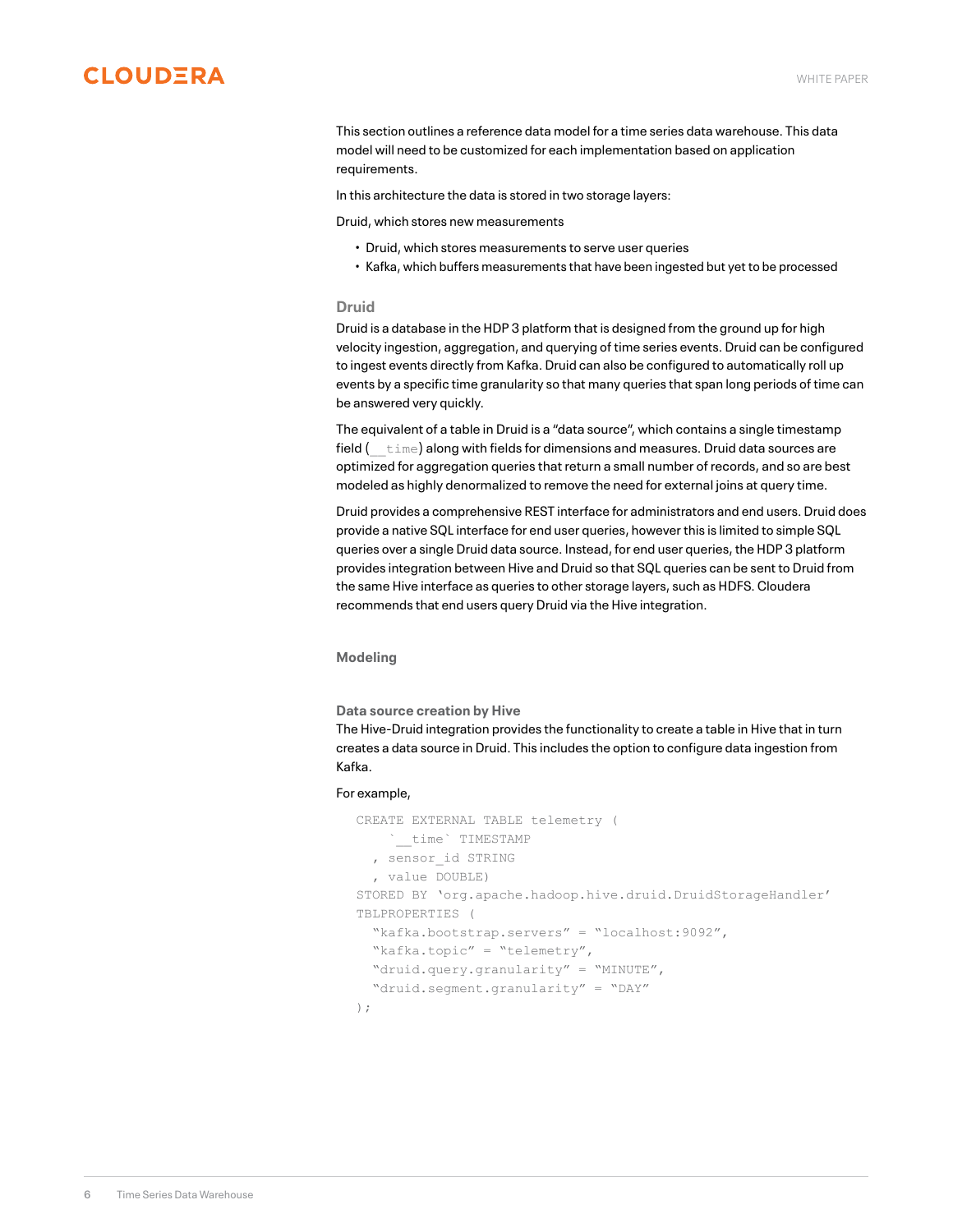This section outlines a reference data model for a time series data warehouse. This data model will need to be customized for each implementation based on application requirements.

In this architecture the data is stored in two storage layers:

Druid, which stores new measurements

- Druid, which stores measurements to serve user queries
- Kafka, which buffers measurements that have been ingested but yet to be processed

### Druid

Druid is a database in the HDP 3 platform that is designed from the ground up for high velocity ingestion, aggregation, and querying of time series events. Druid can be configured to ingest events directly from Kafka. Druid can also be configured to automatically roll up events by a specific time granularity so that many queries that span long periods of time can be answered very quickly.

The equivalent of a table in Druid is a "data source", which contains a single timestamp field (`__time`) along with fields for dimensions and measures. Druid data sources are optimized for aggregation queries that return a small number of records, and so are best modeled as highly denormalized to remove the need for external joins at query time.

Druid provides a comprehensive REST interface for administrators and end users. Druid does provide a native SQL interface for end user queries, however this is limited to simple SQL queries over a single Druid data source. Instead, for end user queries, the HDP 3 platform provides integration between Hive and Druid so that SQL queries can be sent to Druid from the same Hive interface as queries to other storage layers, such as HDFS. Cloudera recommends that end users query Druid via the Hive integration.

### Modeling

#### Data source creation by Hive

The Hive-Druid integration provides the functionality to create a table in Hive that in turn creates a data source in Druid. This includes the option to configure data ingestion from Kafka.

For example,

```
CREATE EXTERNAL TABLE telemetry (
    `__time` TIMESTAMP
  , sensor_id STRING
  , value DOUBLE)
STORED BY 'org.apache.hadoop.hive.druid.DruidStorageHandler'
TBLPROPERTIES (
  "kafka.bootstrap.servers" = "localhost:9092",
  "kafka.topic" = "telemetry",
  "druid.query.granularity" = "MINUTE",
  "druid.segment.granularity" = "DAY"
);
```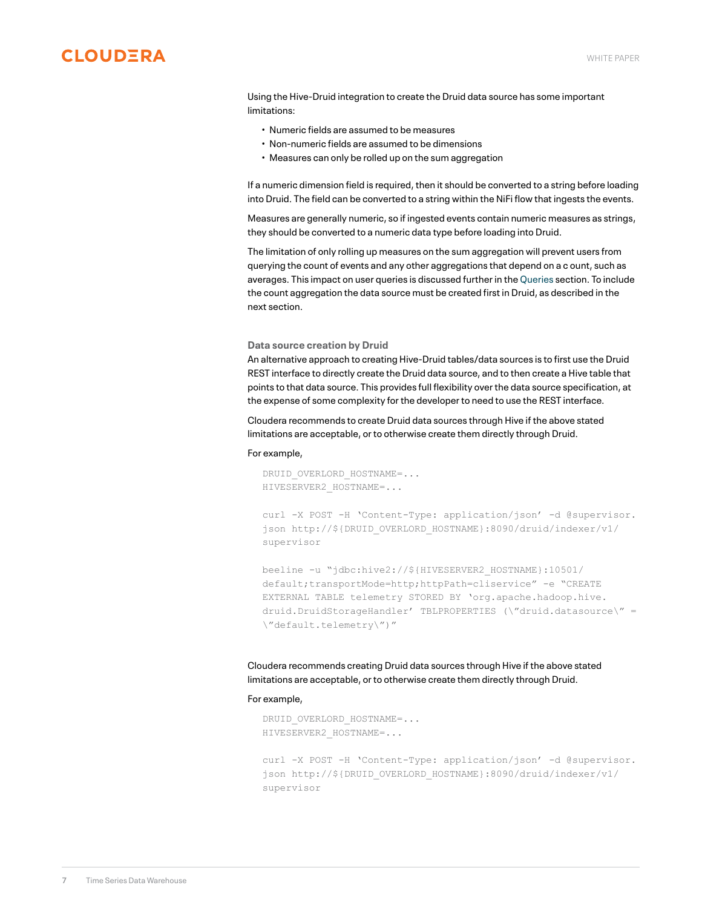Using the Hive-Druid integration to create the Druid data source has some important limitations:

- Numeric fields are assumed to be measures
- Non-numeric fields are assumed to be dimensions
- Measures can only be rolled up on the sum aggregation

If a numeric dimension field is required, then it should be converted to a string before loading into Druid. The field can be converted to a string within the NiFi flow that ingests the events.

Measures are generally numeric, so if ingested events contain numeric measures as strings, they should be converted to a numeric data type before loading into Druid.

The limitation of only rolling up measures on the sum aggregation will prevent users from querying the count of events and any other aggregations that depend on a c ount, such as averages. This impact on user queries is discussed further in the Queries section. To include the count aggregation the data source must be created first in Druid, as described in the next section.

### Data source creation by Druid

An alternative approach to creating Hive-Druid tables/data sources is to first use the Druid REST interface to directly create the Druid data source, and to then create a Hive table that points to that data source. This provides full flexibility over the data source specification, at the expense of some complexity for the developer to need to use the REST interface.

Cloudera recommends to create Druid data sources through Hive if the above stated limitations are acceptable, or to otherwise create them directly through Druid.

For example,

```
DRUID_OVERLORD_HOSTNAME=...
HIVESERVER2_HOSTNAME=...

curl -X POST -H 'Content-Type: application/json' -d @supervisor.
json http://${DRUID_OVERLORD_HOSTNAME}:8090/druid/indexer/v1/
supervisor

beeline -u "jdbc:hive2://${HIVESERVER2_HOSTNAME}:10501/
default;transportMode=http;httpPath=cliservice" -e "CREATE
EXTERNAL TABLE telemetry STORED BY 'org.apache.hadoop.hive.
druid.DruidStorageHandler' TBLPROPERTIES (\"druid.datasource\" =
\"default.telemetry\")"
```

Cloudera recommends creating Druid data sources through Hive if the above stated limitations are acceptable, or to otherwise create them directly through Druid.

For example,

```
DRUID_OVERLORD_HOSTNAME=...
HIVESERVER2_HOSTNAME=...

curl -X POST -H 'Content-Type: application/json' -d @supervisor.
json http://${DRUID_OVERLORD_HOSTNAME}:8090/druid/indexer/v1/
supervisor
```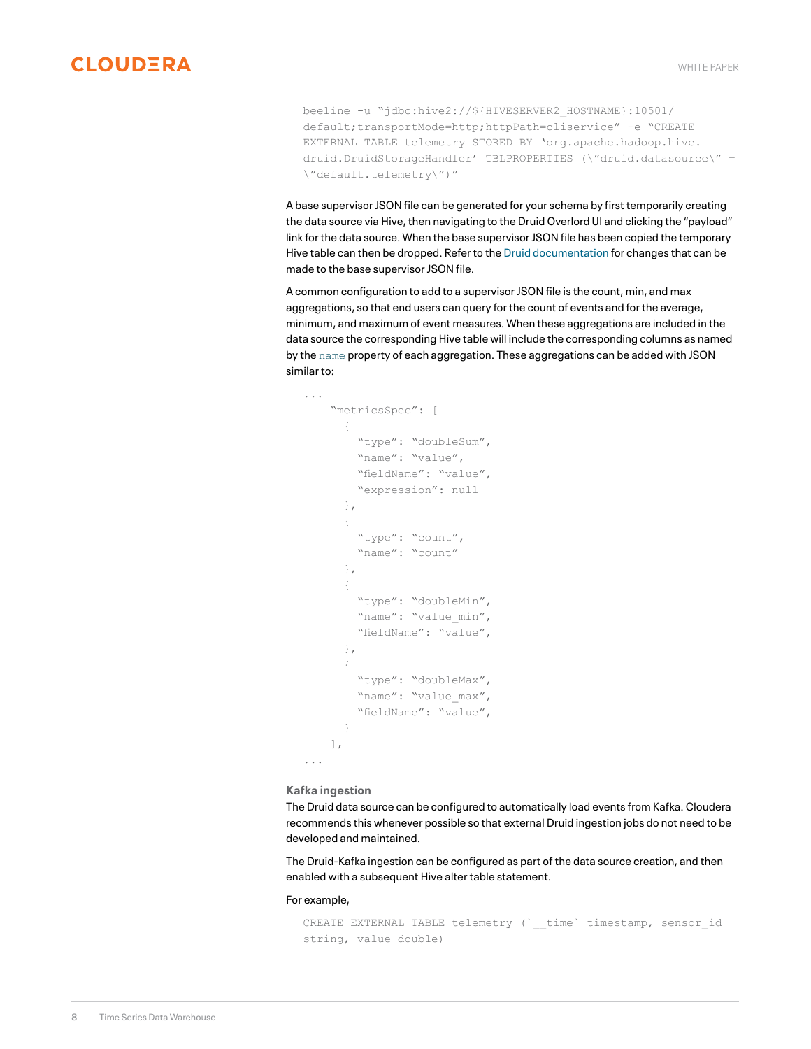```
beeline -u "jdbc:hive2://${HIVESERVER2_HOSTNAME}:10501/
default;transportMode=http;httpPath=cliservice" -e "CREATE
EXTERNAL TABLE telemetry STORED BY 'org.apache.hadoop.hive.
druid.DruidStorageHandler' TBLPROPERTIES (\"druid.datasource\" =
\"default.telemetry\")"
```

A base supervisor JSON file can be generated for your schema by first temporarily creating the data source via Hive, then navigating to the Druid Overlord UI and clicking the "payload" link for the data source. When the base supervisor JSON file has been copied the temporary Hive table can then be dropped. Refer to the Druid documentation for changes that can be made to the base supervisor JSON file.

A common configuration to add to a supervisor JSON file is the count, min, and max aggregations, so that end users can query for the count of events and for the average, minimum, and maximum of event measures. When these aggregations are included in the data source the corresponding Hive table will include the corresponding columns as named by the `name` property of each aggregation. These aggregations can be added with JSON similar to:

```
...
    "metricsSpec": [
      {
        "type": "doubleSum",
        "name": "value",
        "fieldName": "value",
        "expression": null
      },
      {
        "type": "count",
        "name": "count"
      },
      {
        "type": "doubleMin",
        "name": "value_min",
        "fieldName": "value",
      },
      {
        "type": "doubleMax",
        "name": "value_max",
        "fieldName": "value",
      }
    ],
...
```

### Kafka ingestion

The Druid data source can be configured to automatically load events from Kafka. Cloudera recommends this whenever possible so that external Druid ingestion jobs do not need to be developed and maintained.

The Druid-Kafka ingestion can be configured as part of the data source creation, and then enabled with a subsequent Hive alter table statement.

For example,

```
CREATE EXTERNAL TABLE telemetry (`__time` timestamp, sensor_id
string, value double)
```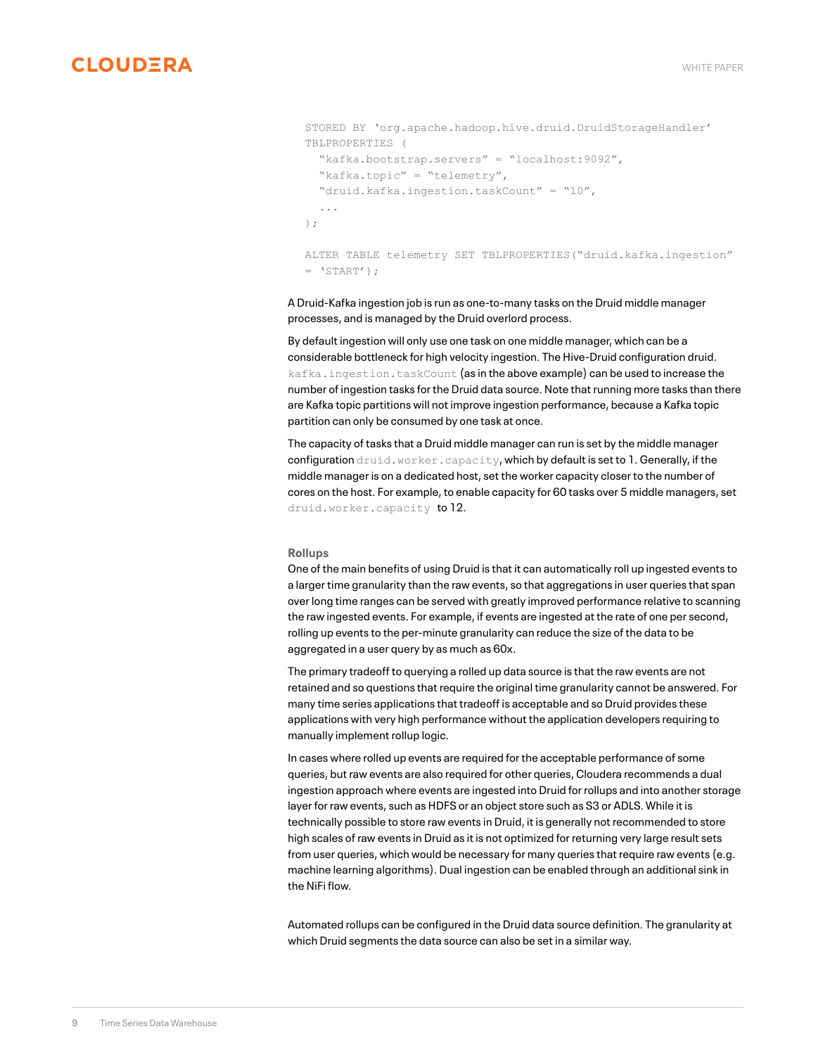```
STORED BY 'org.apache.hadoop.hive.druid.DruidStorageHandler'
TBLPROPERTIES (
  "kafka.bootstrap.servers" = "localhost:9092",
  "kafka.topic" = "telemetry",
  "druid.kafka.ingestion.taskCount" = "10",
  ...
);

ALTER TABLE telemetry SET TBLPROPERTIES("druid.kafka.ingestion"
= 'START');
```

A Druid-Kafka ingestion job is run as one-to-many tasks on the Druid middle manager processes, and is managed by the Druid overlord process.

By default ingestion will only use one task on one middle manager, which can be a considerable bottleneck for high velocity ingestion. The Hive-Druid configuration druid. `kafka.ingestion.taskCount` (as in the above example) can be used to increase the number of ingestion tasks for the Druid data source. Note that running more tasks than there are Kafka topic partitions will not improve ingestion performance, because a Kafka topic partition can only be consumed by one task at once.

The capacity of tasks that a Druid middle manager can run is set by the middle manager configuration `druid.worker.capacity`, which by default is set to 1. Generally, if the middle manager is on a dedicated host, set the worker capacity closer to the number of cores on the host. For example, to enable capacity for 60 tasks over 5 middle managers, set `druid.worker.capacity` to 12.

**Rollups**

One of the main benefits of using Druid is that it can automatically roll up ingested events to a larger time granularity than the raw events, so that aggregations in user queries that span over long time ranges can be served with greatly improved performance relative to scanning the raw ingested events. For example, if events are ingested at the rate of one per second, rolling up events to the per-minute granularity can reduce the size of the data to be aggregated in a user query by as much as 60x.

The primary tradeoff to querying a rolled up data source is that the raw events are not retained and so questions that require the original time granularity cannot be answered. For many time series applications that tradeoff is acceptable and so Druid provides these applications with very high performance without the application developers requiring to manually implement rollup logic.

In cases where rolled up events are required for the acceptable performance of some queries, but raw events are also required for other queries, Cloudera recommends a dual ingestion approach where events are ingested into Druid for rollups and into another storage layer for raw events, such as HDFS or an object store such as S3 or ADLS. While it is technically possible to store raw events in Druid, it is generally not recommended to store high scales of raw events in Druid as it is not optimized for returning very large result sets from user queries, which would be necessary for many queries that require raw events (e.g. machine learning algorithms). Dual ingestion can be enabled through an additional sink in the NiFi flow.

Automated rollups can be configured in the Druid data source definition. The granularity at which Druid segments the data source can also be set in a similar way.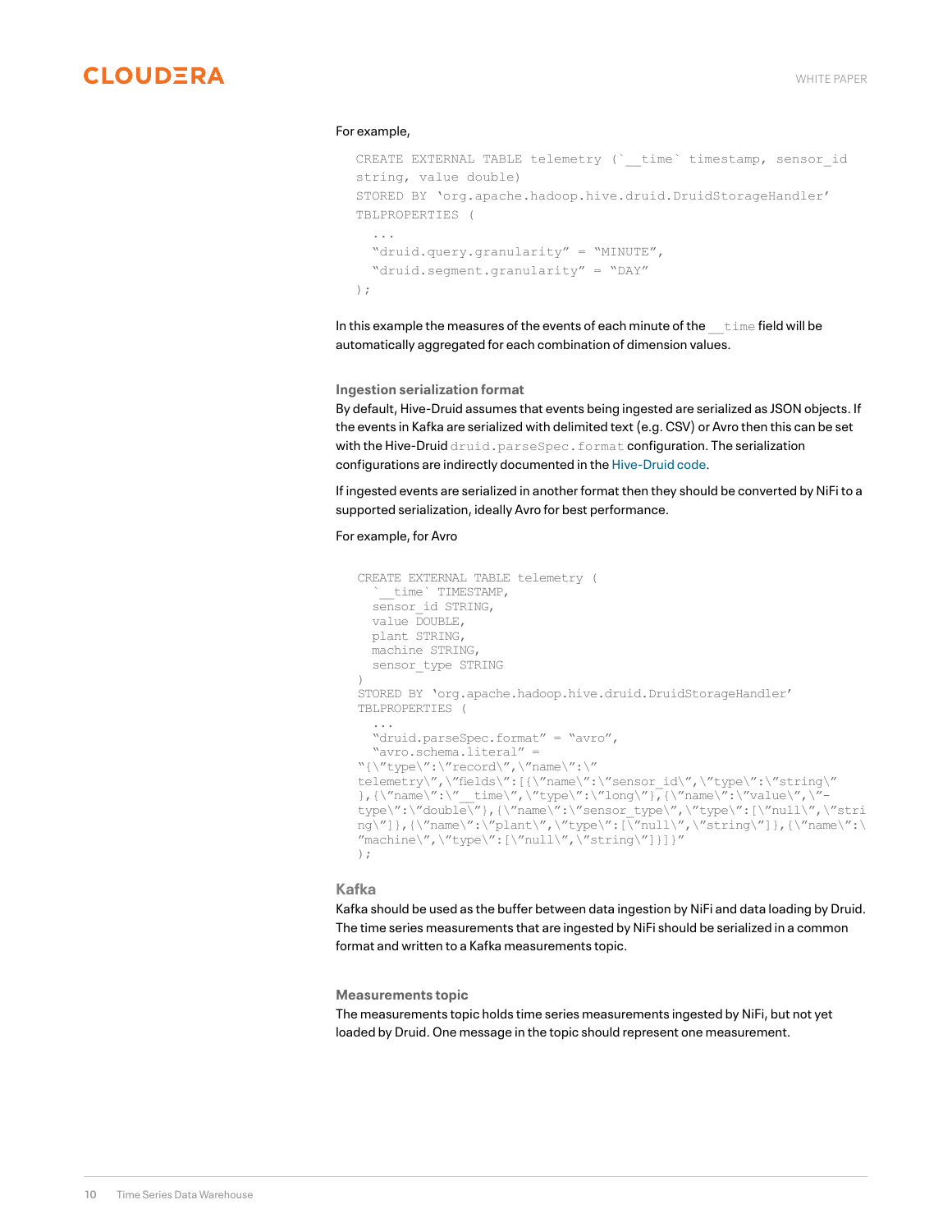For example,

```
CREATE EXTERNAL TABLE telemetry (`__time` timestamp, sensor_id
string, value double)
STORED BY 'org.apache.hadoop.hive.druid.DruidStorageHandler'
TBLPROPERTIES (
  ...
  "druid.query.granularity" = "MINUTE",
  "druid.segment.granularity" = "DAY"
);
```

In this example the measures of the events of each minute of the `__time` field will be automatically aggregated for each combination of dimension values.

### Ingestion serialization format

By default, Hive-Druid assumes that events being ingested are serialized as JSON objects. If the events in Kafka are serialized with delimited text (e.g. CSV) or Avro then this can be set with the Hive-Druid `druid.parseSpec.format` configuration. The serialization configurations are indirectly documented in the Hive-Druid code.

If ingested events are serialized in another format then they should be converted by NiFi to a supported serialization, ideally Avro for best performance.

For example, for Avro

```
CREATE EXTERNAL TABLE telemetry (
  `__time` TIMESTAMP,
  sensor_id STRING,
  value DOUBLE,
  plant STRING,
  machine STRING,
  sensor_type STRING
)
STORED BY 'org.apache.hadoop.hive.druid.DruidStorageHandler'
TBLPROPERTIES (
  ...
  "druid.parseSpec.format" = "avro",
  "avro.schema.literal" =
"{\"type\":\"record\",\"name\":\"
telemetry\",\"fields\":[{\"name\":\"sensor_id\",\"type\":\"string\"
},{\"name\":\"__time\",\"type\":\"long\"},{\"name\":\"value\",\"-
type\":\"double\"},{\"name\":\"sensor_type\",\"type\":[\"null\",\"stri
ng\"]},{\"name\":\"plant\",\"type\":[\"null\",\"string\"]},{\"name\":\
"machine\",\"type\":[\"null\",\"string\"]}]}"
);
```

## Kafka

Kafka should be used as the buffer between data ingestion by NiFi and data loading by Druid. The time series measurements that are ingested by NiFi should be serialized in a common format and written to a Kafka measurements topic.

### Measurements topic

The measurements topic holds time series measurements ingested by NiFi, but not yet loaded by Druid. One message in the topic should represent one measurement.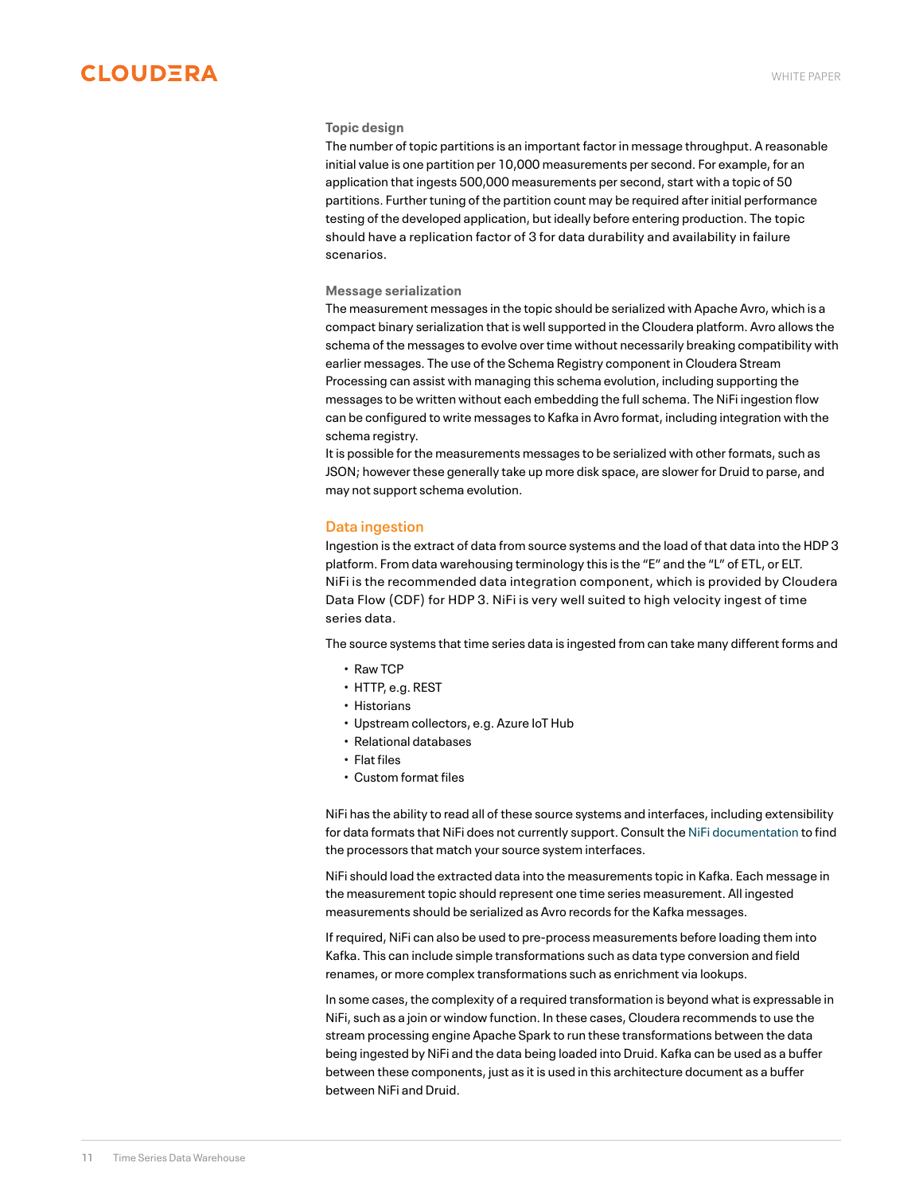### Topic design

The number of topic partitions is an important factor in message throughput. A reasonable initial value is one partition per 10,000 measurements per second. For example, for an application that ingests 500,000 measurements per second, start with a topic of 50 partitions. Further tuning of the partition count may be required after initial performance testing of the developed application, but ideally before entering production. The topic should have a replication factor of 3 for data durability and availability in failure scenarios.

### Message serialization

The measurement messages in the topic should be serialized with Apache Avro, which is a compact binary serialization that is well supported in the Cloudera platform. Avro allows the schema of the messages to evolve over time without necessarily breaking compatibility with earlier messages. The use of the Schema Registry component in Cloudera Stream Processing can assist with managing this schema evolution, including supporting the messages to be written without each embedding the full schema. The NiFi ingestion flow can be configured to write messages to Kafka in Avro format, including integration with the schema registry.

It is possible for the measurements messages to be serialized with other formats, such as JSON; however these generally take up more disk space, are slower for Druid to parse, and may not support schema evolution.

## Data ingestion

Ingestion is the extract of data from source systems and the load of that data into the HDP 3 platform. From data warehousing terminology this is the "E" and the "L" of ETL, or ELT. NiFi is the recommended data integration component, which is provided by Cloudera Data Flow (CDF) for HDP 3. NiFi is very well suited to high velocity ingest of time series data.

The source systems that time series data is ingested from can take many different forms and

- Raw TCP
- HTTP, e.g. REST
- Historians
- Upstream collectors, e.g. Azure IoT Hub
- Relational databases
- Flat files
- Custom format files

NiFi has the ability to read all of these source systems and interfaces, including extensibility for data formats that NiFi does not currently support. Consult the NiFi documentation to find the processors that match your source system interfaces.

NiFi should load the extracted data into the measurements topic in Kafka. Each message in the measurement topic should represent one time series measurement. All ingested measurements should be serialized as Avro records for the Kafka messages.

If required, NiFi can also be used to pre-process measurements before loading them into Kafka. This can include simple transformations such as data type conversion and field renames, or more complex transformations such as enrichment via lookups.

In some cases, the complexity of a required transformation is beyond what is expressable in NiFi, such as a join or window function. In these cases, Cloudera recommends to use the stream processing engine Apache Spark to run these transformations between the data being ingested by NiFi and the data being loaded into Druid. Kafka can be used as a buffer between these components, just as it is used in this architecture document as a buffer between NiFi and Druid.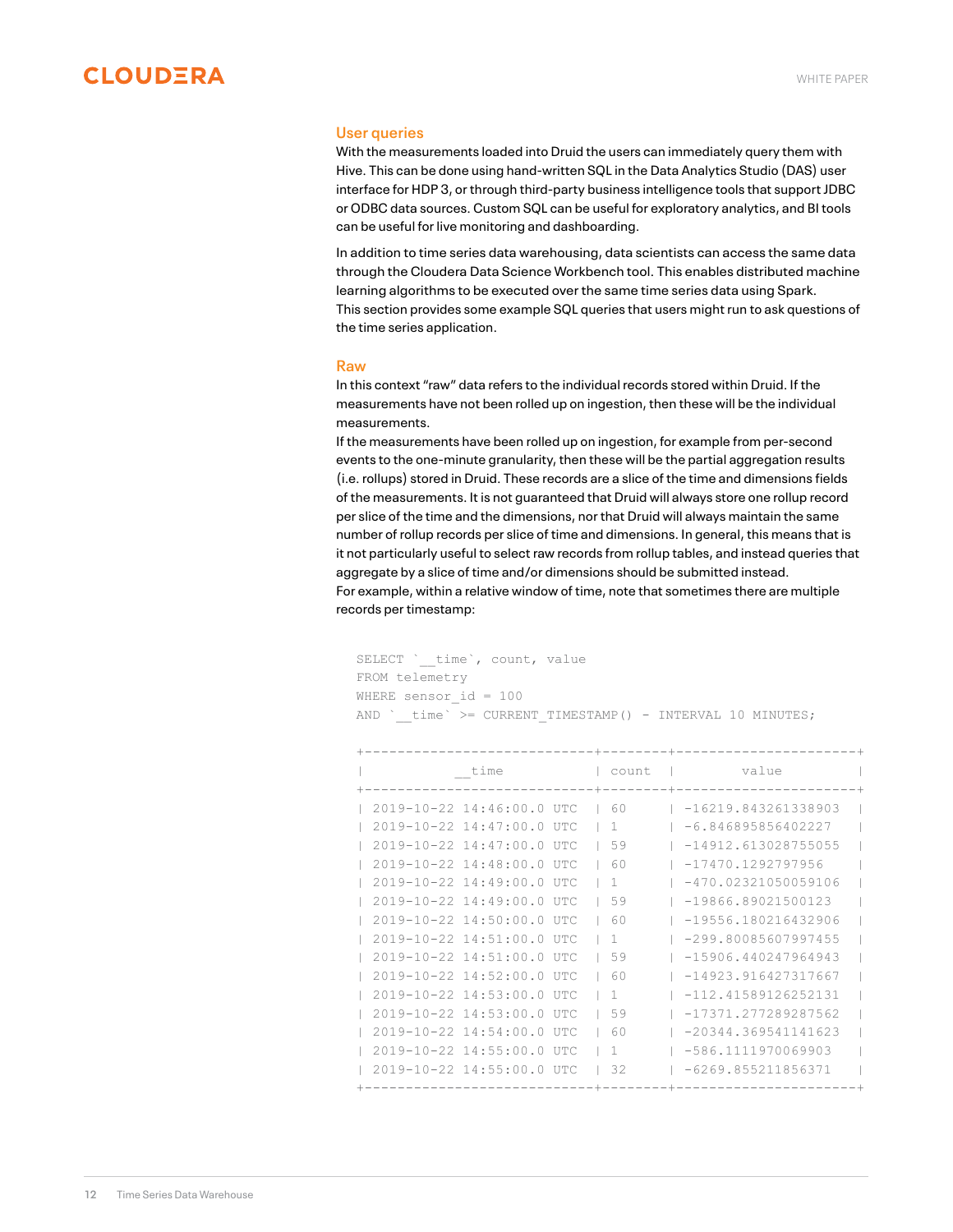## User queries

With the measurements loaded into Druid the users can immediately query them with Hive. This can be done using hand-written SQL in the Data Analytics Studio (DAS) user interface for HDP 3, or through third-party business intelligence tools that support JDBC or ODBC data sources. Custom SQL can be useful for exploratory analytics, and BI tools can be useful for live monitoring and dashboarding.

In addition to time series data warehousing, data scientists can access the same data through the Cloudera Data Science Workbench tool. This enables distributed machine learning algorithms to be executed over the same time series data using Spark.
This section provides some example SQL queries that users might run to ask questions of the time series application.

## Raw

In this context "raw" data refers to the individual records stored within Druid. If the measurements have not been rolled up on ingestion, then these will be the individual measurements.
If the measurements have been rolled up on ingestion, for example from per-second events to the one-minute granularity, then these will be the partial aggregation results (i.e. rollups) stored in Druid. These records are a slice of the time and dimensions fields of the measurements. It is not guaranteed that Druid will always store one rollup record per slice of the time and the dimensions, nor that Druid will always maintain the same number of rollup records per slice of time and dimensions. In general, this means that is it not particularly useful to select raw records from rollup tables, and instead queries that aggregate by a slice of time and/or dimensions should be submitted instead.
For example, within a relative window of time, note that sometimes there are multiple records per timestamp:

```
SELECT `__time`, count, value
FROM telemetry
WHERE sensor_id = 100
AND `__time` >= CURRENT_TIMESTAMP() - INTERVAL 10 MINUTES;

+---------------------------+--------+----------------------+
|           __time          | count  |        value         |
+---------------------------+--------+----------------------+
| 2019-10-22 14:46:00.0 UTC | 60     | -16219.843261338903  |
| 2019-10-22 14:47:00.0 UTC | 1      | -6.846895856402227   |
| 2019-10-22 14:47:00.0 UTC | 59     | -14912.613028755055  |
| 2019-10-22 14:48:00.0 UTC | 60     | -17470.1292797956    |
| 2019-10-22 14:49:00.0 UTC | 1      | -470.02321050059106  |
| 2019-10-22 14:49:00.0 UTC | 59     | -19866.89021500123   |
| 2019-10-22 14:50:00.0 UTC | 60     | -19556.180216432906  |
| 2019-10-22 14:51:00.0 UTC | 1      | -299.80085607997455  |
| 2019-10-22 14:51:00.0 UTC | 59     | -15906.440247964943  |
| 2019-10-22 14:52:00.0 UTC | 60     | -14923.916427317667  |
| 2019-10-22 14:53:00.0 UTC | 1      | -112.41589126252131  |
| 2019-10-22 14:53:00.0 UTC | 59     | -17371.277289287562  |
| 2019-10-22 14:54:00.0 UTC | 60     | -20344.369541141623  |
| 2019-10-22 14:55:00.0 UTC | 1      | -586.1111970069903   |
| 2019-10-22 14:55:00.0 UTC | 32     | -6269.855211856371   |
+---------------------------+--------+----------------------+
```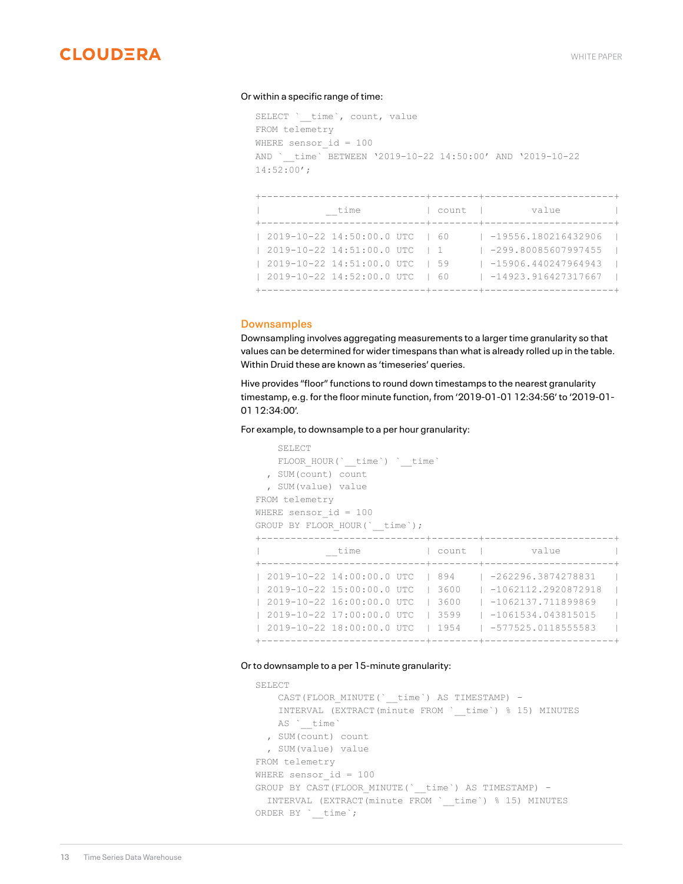Or within a specific range of time:

```
SELECT `__time`, count, value
FROM telemetry
WHERE sensor_id = 100
AND `__time` BETWEEN '2019-10-22 14:50:00' AND '2019-10-22
14:52:00';
```

```
+---------------------------+--------+----------------------+
|           __time          | count  |         value        |
+---------------------------+--------+----------------------+
| 2019-10-22 14:50:00.0 UTC | 60     | -19556.180216432906  |
| 2019-10-22 14:51:00.0 UTC | 1      | -299.80085607997455  |
| 2019-10-22 14:51:00.0 UTC | 59     | -15906.440247964943  |
| 2019-10-22 14:52:00.0 UTC | 60     | -14923.916427317667  |
+---------------------------+--------+----------------------+
```

## Downsamples

Downsampling involves aggregating measurements to a larger time granularity so that values can be determined for wider timespans than what is already rolled up in the table. Within Druid these are known as 'timeseries' queries.

Hive provides "floor" functions to round down timestamps to the nearest granularity timestamp, e.g. for the floor minute function, from '2019-01-01 12:34:56' to '2019-01-01 12:34:00'.

For example, to downsample to a per hour granularity:

```
    SELECT
    FLOOR_HOUR(`__time`) `__time`
  , SUM(count) count
  , SUM(value) value
FROM telemetry
WHERE sensor_id = 100
GROUP BY FLOOR_HOUR(`__time`);
```

```
+---------------------------+--------+----------------------+
|           __time          | count  |         value        |
+---------------------------+--------+----------------------+
| 2019-10-22 14:00:00.0 UTC | 894    | -262296.3874278831   |
| 2019-10-22 15:00:00.0 UTC | 3600   | -1062112.2920872918  |
| 2019-10-22 16:00:00.0 UTC | 3600   | -1062137.711899869   |
| 2019-10-22 17:00:00.0 UTC | 3599   | -1061534.043815015   |
| 2019-10-22 18:00:00.0 UTC | 1954   | -577525.0118555583   |
+---------------------------+--------+----------------------+
```

Or to downsample to a per 15-minute granularity:

```
SELECT
    CAST(FLOOR_MINUTE(`__time`) AS TIMESTAMP) -
    INTERVAL (EXTRACT(minute FROM `__time`) % 15) MINUTES
    AS `__time`
  , SUM(count) count
  , SUM(value) value
FROM telemetry
WHERE sensor_id = 100
GROUP BY CAST(FLOOR_MINUTE(`__time`) AS TIMESTAMP) -
  INTERVAL (EXTRACT(minute FROM `__time`) % 15) MINUTES
ORDER BY `__time`;
```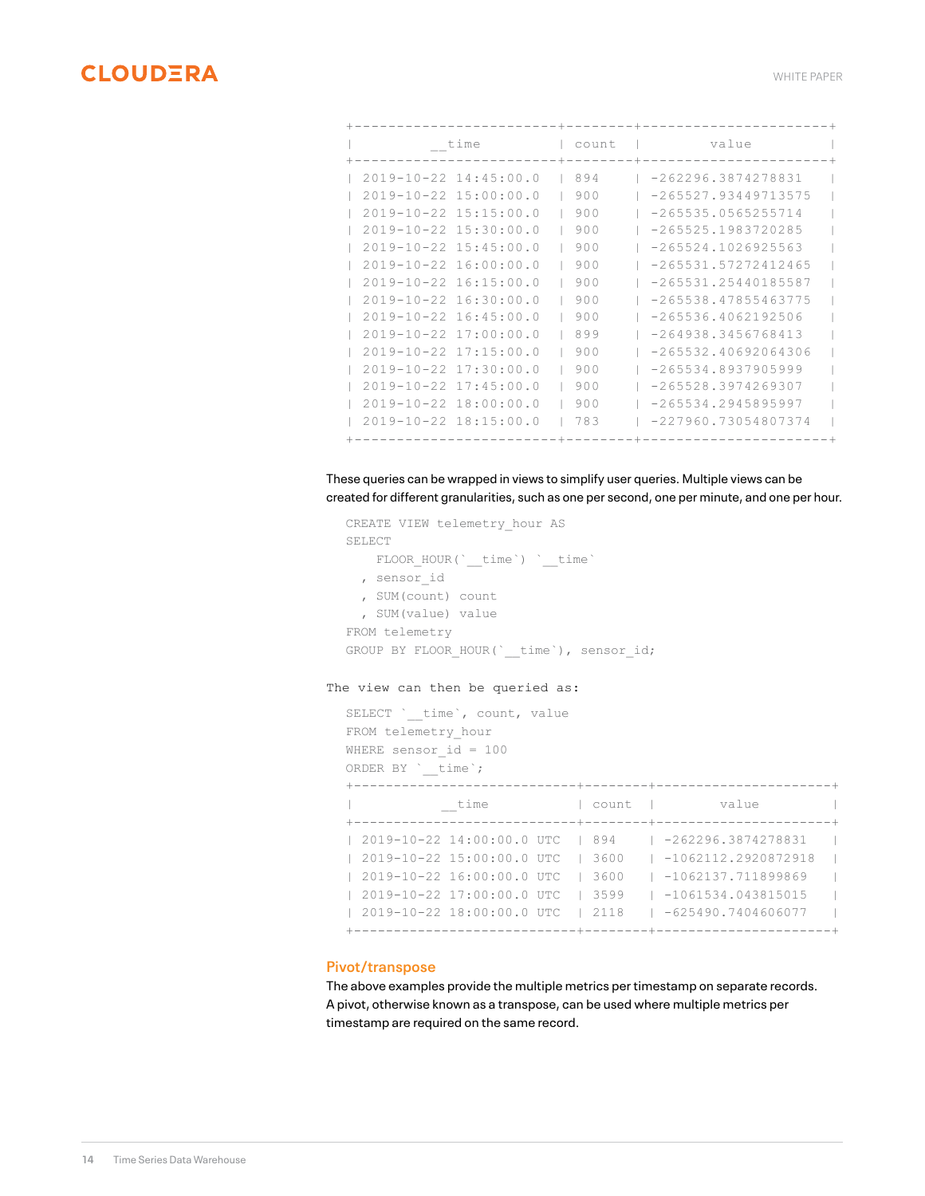```
+------------------------+--------+----------------------+
|          __time        | count  |         value        |
+------------------------+--------+----------------------+
| 2019-10-22 14:45:00.0  | 894    | -262296.3874278831   |
| 2019-10-22 15:00:00.0  | 900    | -265527.93449713575  |
| 2019-10-22 15:15:00.0  | 900    | -265535.0565255714   |
| 2019-10-22 15:30:00.0  | 900    | -265525.1983720285   |
| 2019-10-22 15:45:00.0  | 900    | -265524.1026925563   |
| 2019-10-22 16:00:00.0  | 900    | -265531.57272412465  |
| 2019-10-22 16:15:00.0  | 900    | -265531.25440185587  |
| 2019-10-22 16:30:00.0  | 900    | -265538.47855463775  |
| 2019-10-22 16:45:00.0  | 900    | -265536.4062192506   |
| 2019-10-22 17:00:00.0  | 899    | -264938.3456768413   |
| 2019-10-22 17:15:00.0  | 900    | -265532.40692064306  |
| 2019-10-22 17:30:00.0  | 900    | -265534.8937905999   |
| 2019-10-22 17:45:00.0  | 900    | -265528.3974269307   |
| 2019-10-22 18:00:00.0  | 900    | -265534.2945895997   |
| 2019-10-22 18:15:00.0  | 783    | -227960.73054807374  |
+------------------------+--------+----------------------+
```

These queries can be wrapped in views to simplify user queries. Multiple views can be created for different granularities, such as one per second, one per minute, and one per hour.

```
CREATE VIEW telemetry_hour AS
SELECT
    FLOOR_HOUR(`__time`) `__time`
  , sensor_id
  , SUM(count) count
  , SUM(value) value
FROM telemetry
GROUP BY FLOOR_HOUR(`__time`), sensor_id;
```

The view can then be queried as:

```
SELECT `__time`, count, value
FROM telemetry_hour
WHERE sensor_id = 100
ORDER BY `__time`;
+---------------------------+--------+----------------------+
|           __time          | count  |         value        |
+---------------------------+--------+----------------------+
| 2019-10-22 14:00:00.0 UTC | 894    | -262296.3874278831   |
| 2019-10-22 15:00:00.0 UTC | 3600   | -1062112.2920872918  |
| 2019-10-22 16:00:00.0 UTC | 3600   | -1062137.711899869   |
| 2019-10-22 17:00:00.0 UTC | 3599   | -1061534.043815015   |
| 2019-10-22 18:00:00.0 UTC | 2118   | -625490.7404606077   |
+---------------------------+--------+----------------------+
```

## Pivot/transpose

The above examples provide the multiple metrics per timestamp on separate records. A pivot, otherwise known as a transpose, can be used where multiple metrics per timestamp are required on the same record.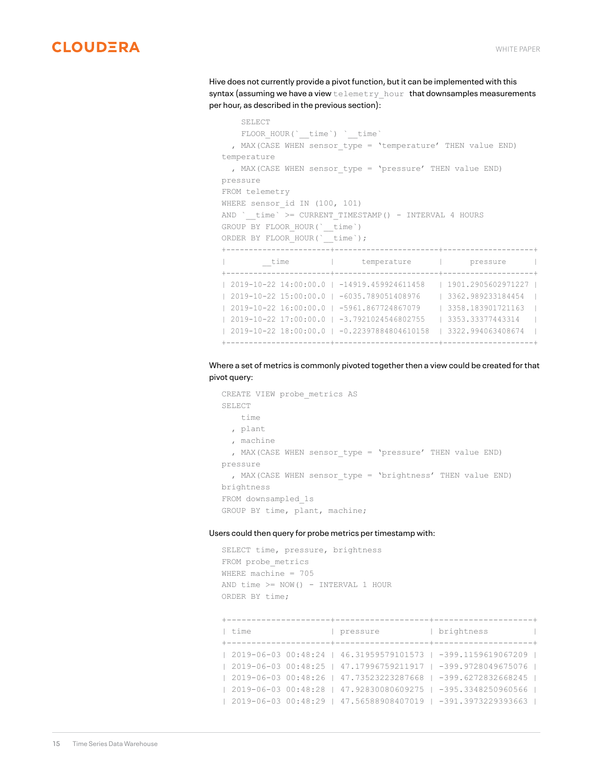Hive does not currently provide a pivot function, but it can be implemented with this syntax (assuming we have a view `telemetry_hour` that downsamples measurements per hour, as described in the previous section):

```
    SELECT
    FLOOR_HOUR(`__time`) `__time`
  , MAX(CASE WHEN sensor_type = 'temperature' THEN value END)
temperature
  , MAX(CASE WHEN sensor_type = 'pressure' THEN value END)
pressure
FROM telemetry
WHERE sensor_id IN (100, 101)
AND `__time` >= CURRENT_TIMESTAMP() - INTERVAL 4 HOURS
GROUP BY FLOOR_HOUR(`__time`)
ORDER BY FLOOR_HOUR(`__time`);
+-----------------------+-----------------------+--------------------+
|        __time         |      temperature      |      pressure      |
+-----------------------+-----------------------+--------------------+
| 2019-10-22 14:00:00.0 | -14919.459924611458   | 1901.2905602971227 |
| 2019-10-22 15:00:00.0 | -6035.789051408976    | 3362.989233184454  |
| 2019-10-22 16:00:00.0 | -5961.867724867079    | 3358.183901721163  |
| 2019-10-22 17:00:00.0 | -3.7921024546802755   | 3353.33377443314   |
| 2019-10-22 18:00:00.0 | -0.22397884804610158  | 3322.994063408674  |
+-----------------------+-----------------------+--------------------+
```

Where a set of metrics is commonly pivoted together then a view could be created for that pivot query:

```
CREATE VIEW probe_metrics AS
SELECT
    time
  , plant
  , machine
  , MAX(CASE WHEN sensor_type = 'pressure' THEN value END)
pressure
  , MAX(CASE WHEN sensor_type = 'brightness' THEN value END)
brightness
FROM downsampled_1s
GROUP BY time, plant, machine;
```

Users could then query for probe metrics per timestamp with:

```
SELECT time, pressure, brightness
FROM probe_metrics
WHERE machine = 705
AND time >= NOW() - INTERVAL 1 HOUR
ORDER BY time;

+---------------------+-------------------+--------------------+
| time                | pressure          | brightness         |
+---------------------+-------------------+--------------------+
| 2019-06-03 00:48:24 | 46.31959579101573 | -399.1159619067209 |
| 2019-06-03 00:48:25 | 47.17996759211917 | -399.9728049675076 |
| 2019-06-03 00:48:26 | 47.73523223287668 | -399.6272832668245 |
| 2019-06-03 00:48:28 | 47.92830080609275 | -395.3348250960566 |
| 2019-06-03 00:48:29 | 47.56588908407019 | -391.3973229393663 |
```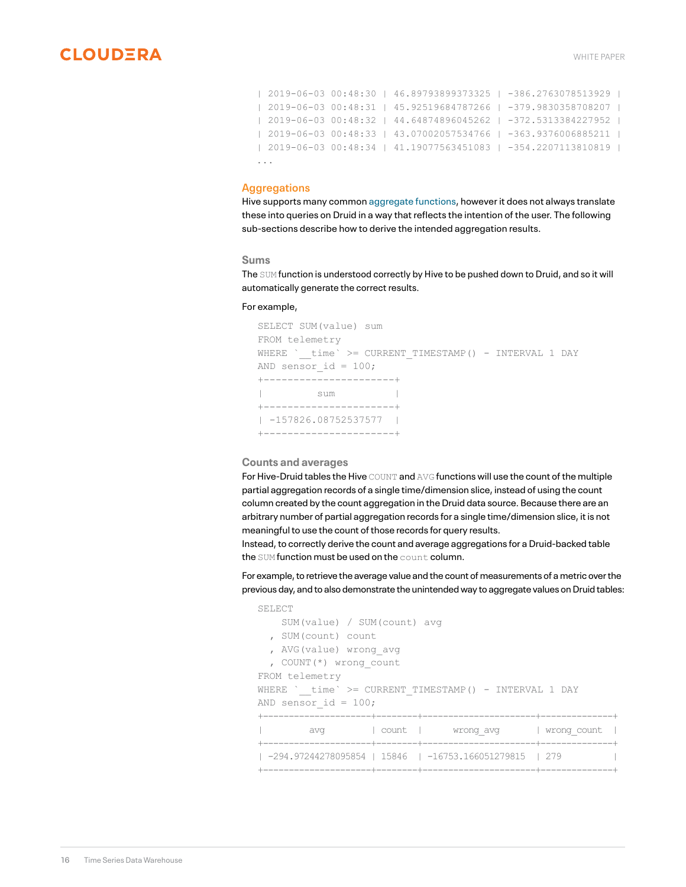```
| 2019-06-03 00:48:30 | 46.89793899373325 | -386.2763078513929 |
| 2019-06-03 00:48:31 | 45.92519684787266 | -379.9830358708207 |
| 2019-06-03 00:48:32 | 44.64874896045262 | -372.5313384227952 |
| 2019-06-03 00:48:33 | 43.07002057534766 | -363.9376006885211 |
| 2019-06-03 00:48:34 | 41.19077563451083 | -354.2207113810819 |
...
```

## Aggregations

Hive supports many common aggregate functions, however it does not always translate these into queries on Druid in a way that reflects the intention of the user. The following sub-sections describe how to derive the intended aggregation results.

### Sums

The `SUM` function is understood correctly by Hive to be pushed down to Druid, and so it will automatically generate the correct results.

For example,

```
SELECT SUM(value) sum
FROM telemetry
WHERE `__time` >= CURRENT_TIMESTAMP() - INTERVAL 1 DAY
AND sensor_id = 100;
+----------------------+
|         sum          |
+----------------------+
| -157826.08752537577  |
+----------------------+
```

### Counts and averages

For Hive-Druid tables the Hive `COUNT` and `AVG` functions will use the count of the multiple partial aggregation records of a single time/dimension slice, instead of using the count column created by the count aggregation in the Druid data source. Because there are an arbitrary number of partial aggregation records for a single time/dimension slice, it is not meaningful to use the count of those records for query results.
Instead, to correctly derive the count and average aggregations for a Druid-backed table the `SUM` function must be used on the `count` column.

For example, to retrieve the average value and the count of measurements of a metric over the previous day, and to also demonstrate the unintended way to aggregate values on Druid tables:

```
SELECT
    SUM(value) / SUM(count) avg
  , SUM(count) count
  , AVG(value) wrong_avg
  , COUNT(*) wrong_count
FROM telemetry
WHERE `__time` >= CURRENT_TIMESTAMP() - INTERVAL 1 DAY
AND sensor_id = 100;
+--------------------+--------+---------------------+-------------+
|        avg         | count  |      wrong_avg      | wrong_count |
+--------------------+--------+---------------------+-------------+
| -294.97244278095854 | 15846  | -16753.166051279815 | 279         |
+--------------------+--------+---------------------+-------------+
```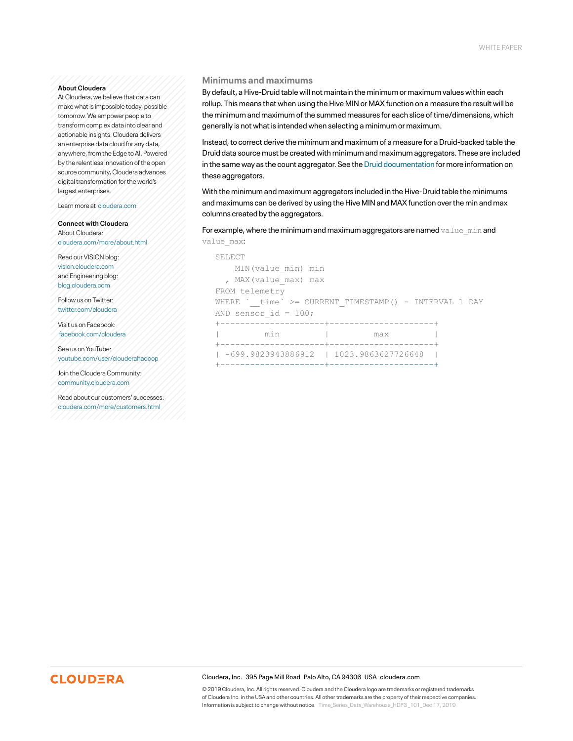## Minimums and maximums

By default, a Hive-Druid table will not maintain the minimum or maximum values within each rollup. This means that when using the Hive MIN or MAX function on a measure the result will be the minimum and maximum of the summed measures for each slice of time/dimensions, which generally is not what is intended when selecting a minimum or maximum.

Instead, to correct derive the minimum and maximum of a measure for a Druid-backed table the Druid data source must be created with minimum and maximum aggregators. These are included in the same way as the count aggregator. See the Druid documentation for more information on these aggregators.

With the minimum and maximum aggregators included in the Hive-Druid table the minimums and maximums can be derived by using the Hive MIN and MAX function over the min and max columns created by the aggregators.

For example, where the minimum and maximum aggregators are named `value_min` and `value_max`:

```
SELECT
    MIN(value_min) min
  , MAX(value_max) max
FROM telemetry
WHERE `__time` >= CURRENT_TIMESTAMP() - INTERVAL 1 DAY
AND sensor_id = 100;
+---------------------+---------------------+
|         min         |         max         |
+---------------------+---------------------+
| -699.9823943886912  | 1023.9863627726648  |
+---------------------+---------------------+
```

**About Cloudera**

At Cloudera, we believe that data can make what is impossible today, possible tomorrow. We empower people to transform complex data into clear and actionable insights. Cloudera delivers an enterprise data cloud for any data, anywhere, from the Edge to AI. Powered by the relentless innovation of the open source community, Cloudera advances digital transformation for the world's largest enterprises.

Learn more at cloudera.com

**Connect with Cloudera**

About Cloudera:
cloudera.com/more/about.html

Read our VISION blog:
vision.cloudera.com
and Engineering blog:
blog.cloudera.com

Follow us on Twitter:
twitter.com/cloudera

Visit us on Facebook:
facebook.com/cloudera

See us on YouTube:
youtube.com/user/clouderahadoop

Join the Cloudera Community:
community.cloudera.com

Read about our customers' successes:
cloudera.com/more/customers.html

CLOUDERA

Cloudera, Inc. 395 Page Mill Road Palo Alto, CA 94306 USA cloudera.com

© 2019 Cloudera, Inc. All rights reserved. Cloudera and the Cloudera logo are trademarks or registered trademarks of Cloudera Inc. in the USA and other countries. All other trademarks are the property of their respective companies. Information is subject to change without notice. Time_Series_Data_Warehouse_HDP3_101_Dec 17, 2019